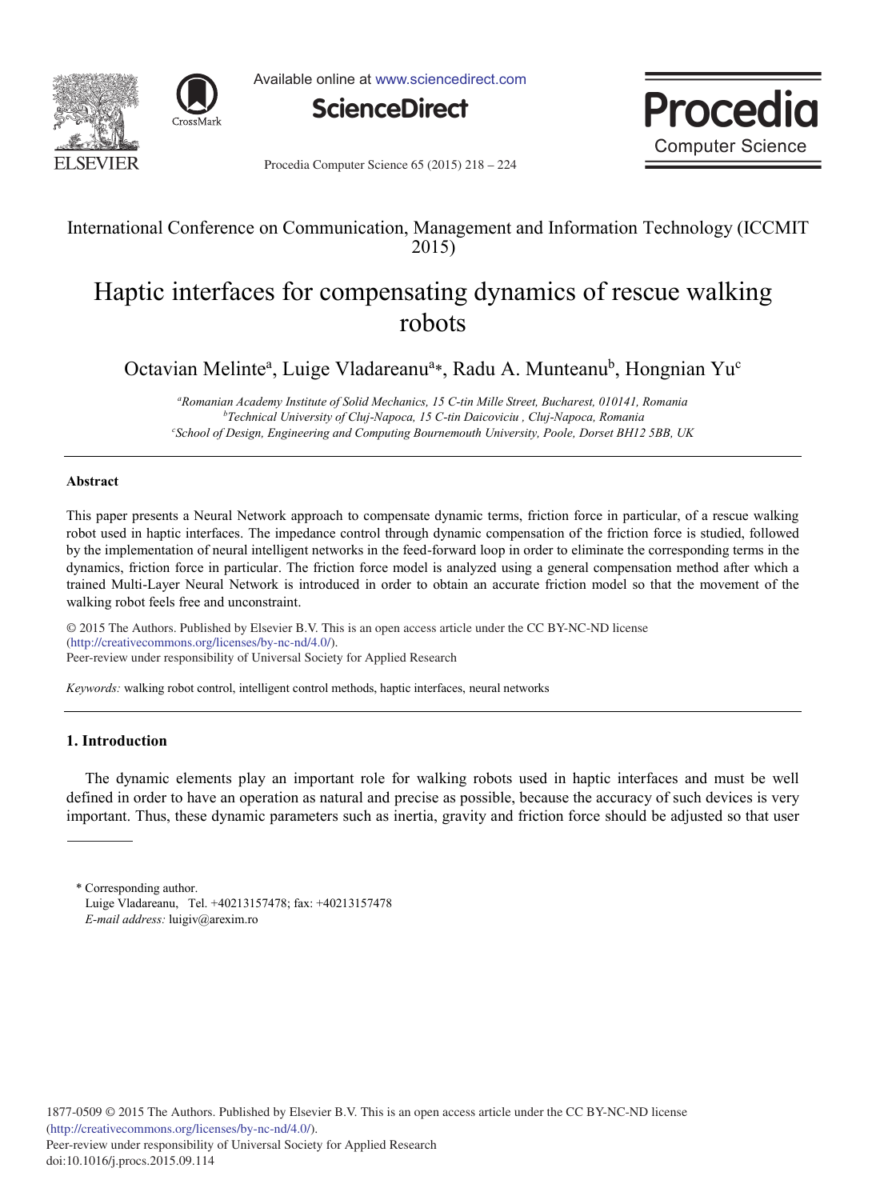International Conference on Communication, Management and Information Technology (ICCMIT 2015)

# Haptic interfaces for compensating dynamics of rescue walking robots

Octavian Melinte[a], Luige Vladareanu[a]*, Radu A. Munteanu[b], Hongnian Yu[c]

[a]*Romanian Academy Institute of Solid Mechanics, 15 C-tin Mille Street, Bucharest, 010141, Romania*
[b]*Technical University of Cluj-Napoca, 15 C-tin Daicoviciu , Cluj-Napoca, Romania*
[c]*School of Design, Engineering and Computing Bournemouth University, Poole, Dorset BH12 5BB, UK*

---

**Abstract**

This paper presents a Neural Network approach to compensate dynamic terms, friction force in particular, of a rescue walking robot used in haptic interfaces. The impedance control through dynamic compensation of the friction force is studied, followed by the implementation of neural intelligent networks in the feed-forward loop in order to eliminate the corresponding terms in the dynamics, friction force in particular. The friction force model is analyzed using a general compensation method after which a trained Multi-Layer Neural Network is introduced in order to obtain an accurate friction model so that the movement of the walking robot feels free and unconstraint.

© 2015 The Authors. Published by Elsevier B.V. This is an open access article under the CC BY-NC-ND license (http://creativecommons.org/licenses/by-nc-nd/4.0/).
Peer-review under responsibility of Universal Society for Applied Research

*Keywords:* walking robot control, intelligent control methods, haptic interfaces, neural networks

---

## 1. Introduction

The dynamic elements play an important role for walking robots used in haptic interfaces and must be well defined in order to have an operation as natural and precise as possible, because the accuracy of such devices is very important. Thus, these dynamic parameters such as inertia, gravity and friction force should be adjusted so that user

\* Corresponding author.
Luige Vladareanu, Tel. +40213157478; fax: +40213157478
*E-mail address:* luigiv@arexim.ro

1877-0509 © 2015 The Authors. Published by Elsevier B.V. This is an open access article under the CC BY-NC-ND license (http://creativecommons.org/licenses/by-nc-nd/4.0/).
Peer-review under responsibility of Universal Society for Applied Research
doi:10.1016/j.procs.2015.09.114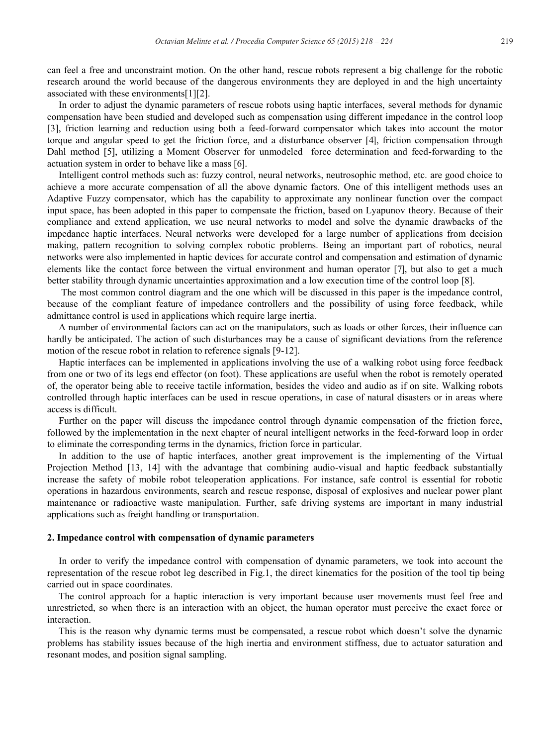can feel a free and unconstraint motion. On the other hand, rescue robots represent a big challenge for the robotic research around the world because of the dangerous environments they are deployed in and the high uncertainty associated with these environments[1][2].

In order to adjust the dynamic parameters of rescue robots using haptic interfaces, several methods for dynamic compensation have been studied and developed such as compensation using different impedance in the control loop [3], friction learning and reduction using both a feed-forward compensator which takes into account the motor torque and angular speed to get the friction force, and a disturbance observer [4], friction compensation through Dahl method [5], utilizing a Moment Observer for unmodeled force determination and feed-forwarding to the actuation system in order to behave like a mass [6].

Intelligent control methods such as: fuzzy control, neural networks, neutrosophic method, etc. are good choice to achieve a more accurate compensation of all the above dynamic factors. One of this intelligent methods uses an Adaptive Fuzzy compensator, which has the capability to approximate any nonlinear function over the compact input space, has been adopted in this paper to compensate the friction, based on Lyapunov theory. Because of their compliance and extend application, we use neural networks to model and solve the dynamic drawbacks of the impedance haptic interfaces. Neural networks were developed for a large number of applications from decision making, pattern recognition to solving complex robotic problems. Being an important part of robotics, neural networks were also implemented in haptic devices for accurate control and compensation and estimation of dynamic elements like the contact force between the virtual environment and human operator [7], but also to get a much better stability through dynamic uncertainties approximation and a low execution time of the control loop [8].

The most common control diagram and the one which will be discussed in this paper is the impedance control, because of the compliant feature of impedance controllers and the possibility of using force feedback, while admittance control is used in applications which require large inertia.

A number of environmental factors can act on the manipulators, such as loads or other forces, their influence can hardly be anticipated. The action of such disturbances may be a cause of significant deviations from the reference motion of the rescue robot in relation to reference signals [9-12].

Haptic interfaces can be implemented in applications involving the use of a walking robot using force feedback from one or two of its legs end effector (on foot). These applications are useful when the robot is remotely operated of, the operator being able to receive tactile information, besides the video and audio as if on site. Walking robots controlled through haptic interfaces can be used in rescue operations, in case of natural disasters or in areas where access is difficult.

Further on the paper will discuss the impedance control through dynamic compensation of the friction force, followed by the implementation in the next chapter of neural intelligent networks in the feed-forward loop in order to eliminate the corresponding terms in the dynamics, friction force in particular.

In addition to the use of haptic interfaces, another great improvement is the implementing of the Virtual Projection Method [13, 14] with the advantage that combining audio-visual and haptic feedback substantially increase the safety of mobile robot teleoperation applications. For instance, safe control is essential for robotic operations in hazardous environments, search and rescue response, disposal of explosives and nuclear power plant maintenance or radioactive waste manipulation. Further, safe driving systems are important in many industrial applications such as freight handling or transportation.

## 2. Impedance control with compensation of dynamic parameters

In order to verify the impedance control with compensation of dynamic parameters, we took into account the representation of the rescue robot leg described in Fig.1, the direct kinematics for the position of the tool tip being carried out in space coordinates.

The control approach for a haptic interaction is very important because user movements must feel free and unrestricted, so when there is an interaction with an object, the human operator must perceive the exact force or interaction.

This is the reason why dynamic terms must be compensated, a rescue robot which doesn't solve the dynamic problems has stability issues because of the high inertia and environment stiffness, due to actuator saturation and resonant modes, and position signal sampling.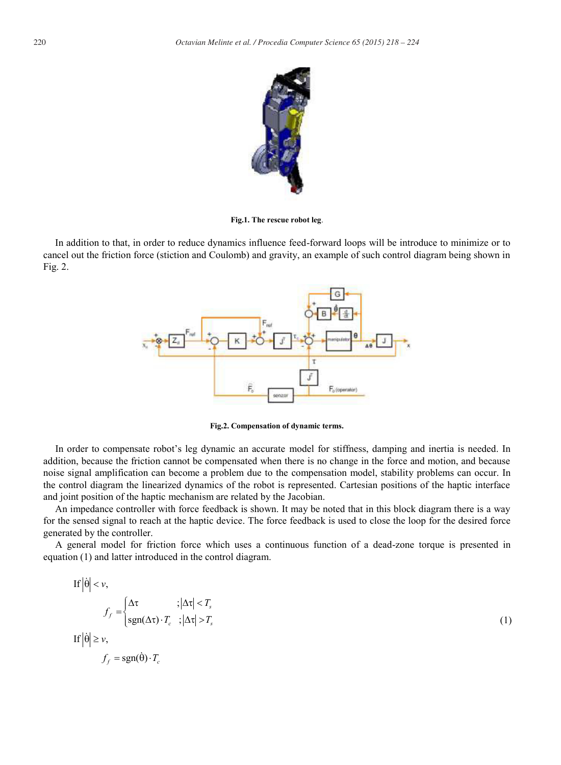Fig.1. The rescue robot leg.

In addition to that, in order to reduce dynamics influence feed-forward loops will be introduce to minimize or to cancel out the friction force (stiction and Coulomb) and gravity, an example of such control diagram being shown in Fig. 2.

Fig.2. Compensation of dynamic terms.

In order to compensate robot's leg dynamic an accurate model for stiffness, damping and inertia is needed. In addition, because the friction cannot be compensated when there is no change in the force and motion, and because noise signal amplification can become a problem due to the compensation model, stability problems can occur. In the control diagram the linearized dynamics of the robot is represented. Cartesian positions of the haptic interface and joint position of the haptic mechanism are related by the Jacobian.

An impedance controller with force feedback is shown. It may be noted that in this block diagram there is a way for the sensed signal to reach at the haptic device. The force feedback is used to close the loop for the desired force generated by the controller.

A general model for friction force which uses a continuous function of a dead-zone torque is presented in equation (1) and latter introduced in the control diagram.

$$\text{If } |\dot{\theta}| < v, \quad f_f = \begin{cases} \Delta\tau & ; |\Delta\tau| < T_s \\ \text{sgn}(\Delta\tau) \cdot T_c & ; |\Delta\tau| > T_s \end{cases} \qquad \text{If } |\dot{\theta}| \geq v, \quad f_f = \text{sgn}(\dot{\theta}) \cdot T_c \tag{1}$$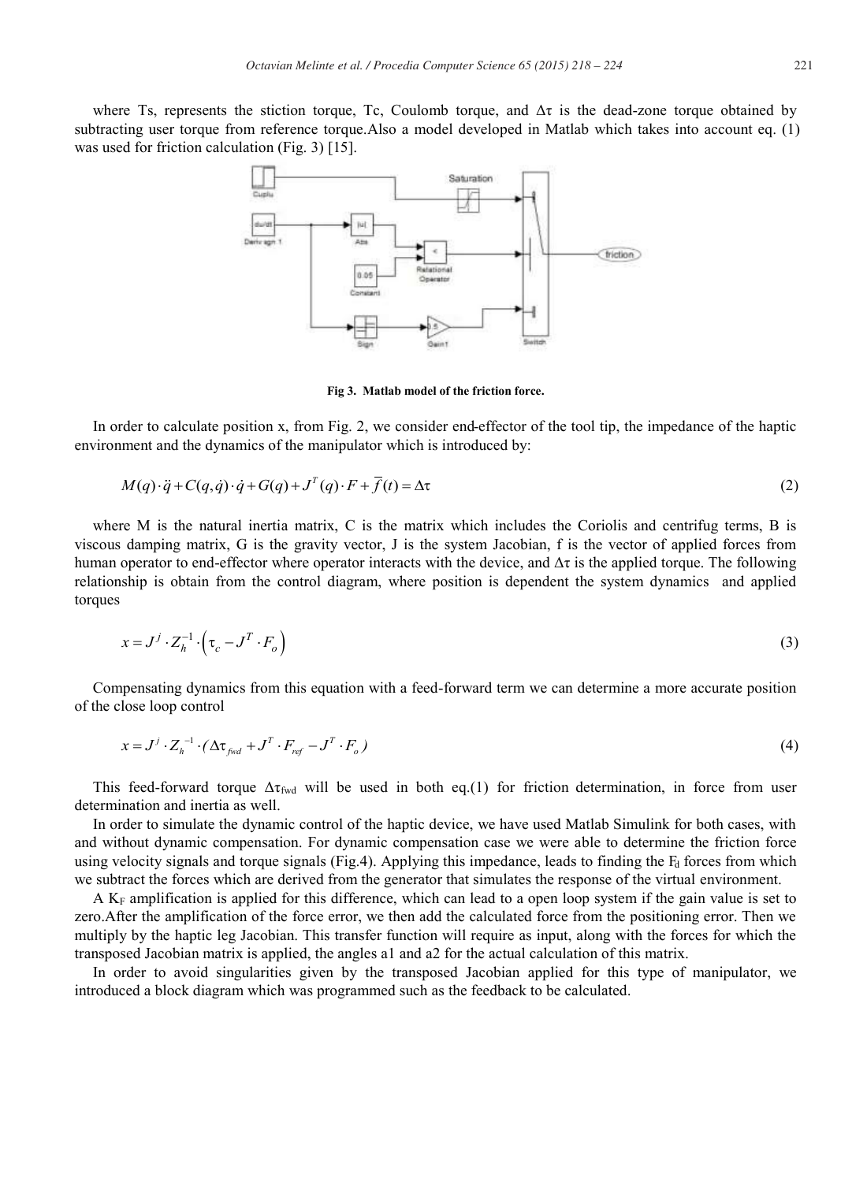where Ts, represents the stiction torque, Tc, Coulomb torque, and $\Delta\tau$ is the dead-zone torque obtained by subtracting user torque from reference torque.Also a model developed in Matlab which takes into account eq. (1) was used for friction calculation (Fig. 3) [15].

Fig 3. Matlab model of the friction force.

In order to calculate position x, from Fig. 2, we consider end-effector of the tool tip, the impedance of the haptic environment and the dynamics of the manipulator which is introduced by:

$$M(q)\cdot\ddot{q}+C(q,\dot{q})\cdot\dot{q}+G(q)+J^{T}(q)\cdot F+\overline{f}(t)=\Delta\tau \tag{2}$$

where M is the natural inertia matrix, C is the matrix which includes the Coriolis and centrifug terms, B is viscous damping matrix, G is the gravity vector, J is the system Jacobian, f is the vector of applied forces from human operator to end-effector where operator interacts with the device, and $\Delta\tau$ is the applied torque. The following relationship is obtain from the control diagram, where position is dependent the system dynamics and applied torques

$$x=J^{j}\cdot Z_{h}^{-1}\cdot\left(\tau_{c}-J^{T}\cdot F_{o}\right) \tag{3}$$

Compensating dynamics from this equation with a feed-forward term we can determine a more accurate position of the close loop control

$$x=J^{j}\cdot Z_{h}^{-1}\cdot(\Delta\tau_{fwd}+J^{T}\cdot F_{ref}-J^{T}\cdot F_{o}) \tag{4}$$

This feed-forward torque $\Delta\tau_{fwd}$ will be used in both eq.(1) for friction determination, in force from user determination and inertia as well.

In order to simulate the dynamic control of the haptic device, we have used Matlab Simulink for both cases, with and without dynamic compensation. For dynamic compensation case we were able to determine the friction force using velocity signals and torque signals (Fig.4). Applying this impedance, leads to finding the $F_d$ forces from which we subtract the forces which are derived from the generator that simulates the response of the virtual environment.

A $K_F$ amplification is applied for this difference, which can lead to a open loop system if the gain value is set to zero.After the amplification of the force error, we then add the calculated force from the positioning error. Then we multiply by the haptic leg Jacobian. This transfer function will require as input, along with the forces for which the transposed Jacobian matrix is applied, the angles a1 and a2 for the actual calculation of this matrix.

In order to avoid singularities given by the transposed Jacobian applied for this type of manipulator, we introduced a block diagram which was programmed such as the feedback to be calculated.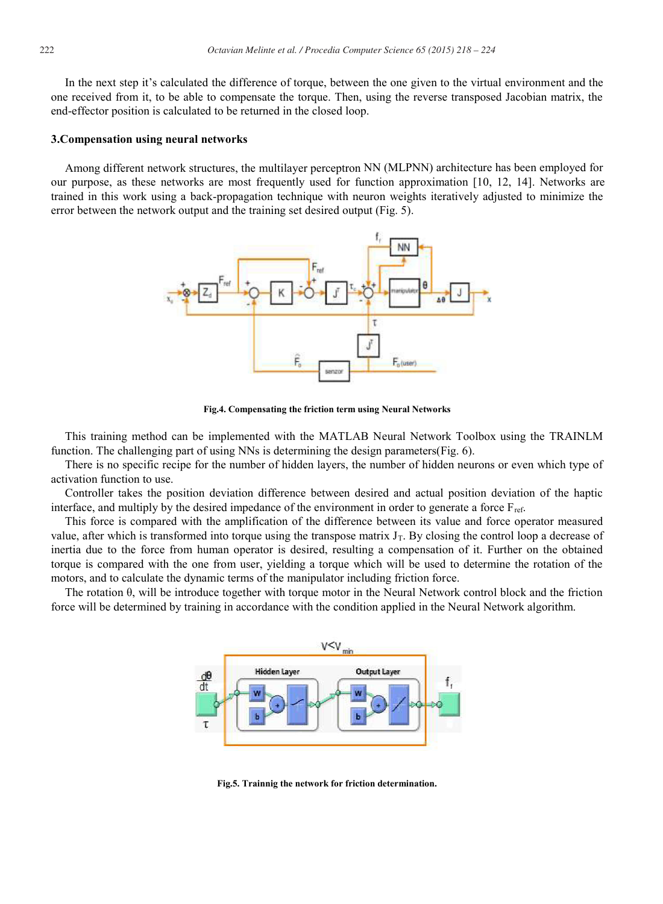In the next step it's calculated the difference of torque, between the one given to the virtual environment and the one received from it, to be able to compensate the torque. Then, using the reverse transposed Jacobian matrix, the end-effector position is calculated to be returned in the closed loop.

## 3.Compensation using neural networks

Among different network structures, the multilayer perceptron NN (MLPNN) architecture has been employed for our purpose, as these networks are most frequently used for function approximation [10, 12, 14]. Networks are trained in this work using a back-propagation technique with neuron weights iteratively adjusted to minimize the error between the network output and the training set desired output (Fig. 5).

**Fig.4. Compensating the friction term using Neural Networks**

This training method can be implemented with the MATLAB Neural Network Toolbox using the TRAINLM function. The challenging part of using NNs is determining the design parameters(Fig. 6).

There is no specific recipe for the number of hidden layers, the number of hidden neurons or even which type of activation function to use.

Controller takes the position deviation difference between desired and actual position deviation of the haptic interface, and multiply by the desired impedance of the environment in order to generate a force $F_{ref}$.

This force is compared with the amplification of the difference between its value and force operator measured value, after which is transformed into torque using the transpose matrix $J_T$. By closing the control loop a decrease of inertia due to the force from human operator is desired, resulting a compensation of it. Further on the obtained torque is compared with the one from user, yielding a torque which will be used to determine the rotation of the motors, and to calculate the dynamic terms of the manipulator including friction force.

The rotation θ, will be introduce together with torque motor in the Neural Network control block and the friction force will be determined by training in accordance with the condition applied in the Neural Network algorithm.

**Fig.5. Trainnig the network for friction determination.**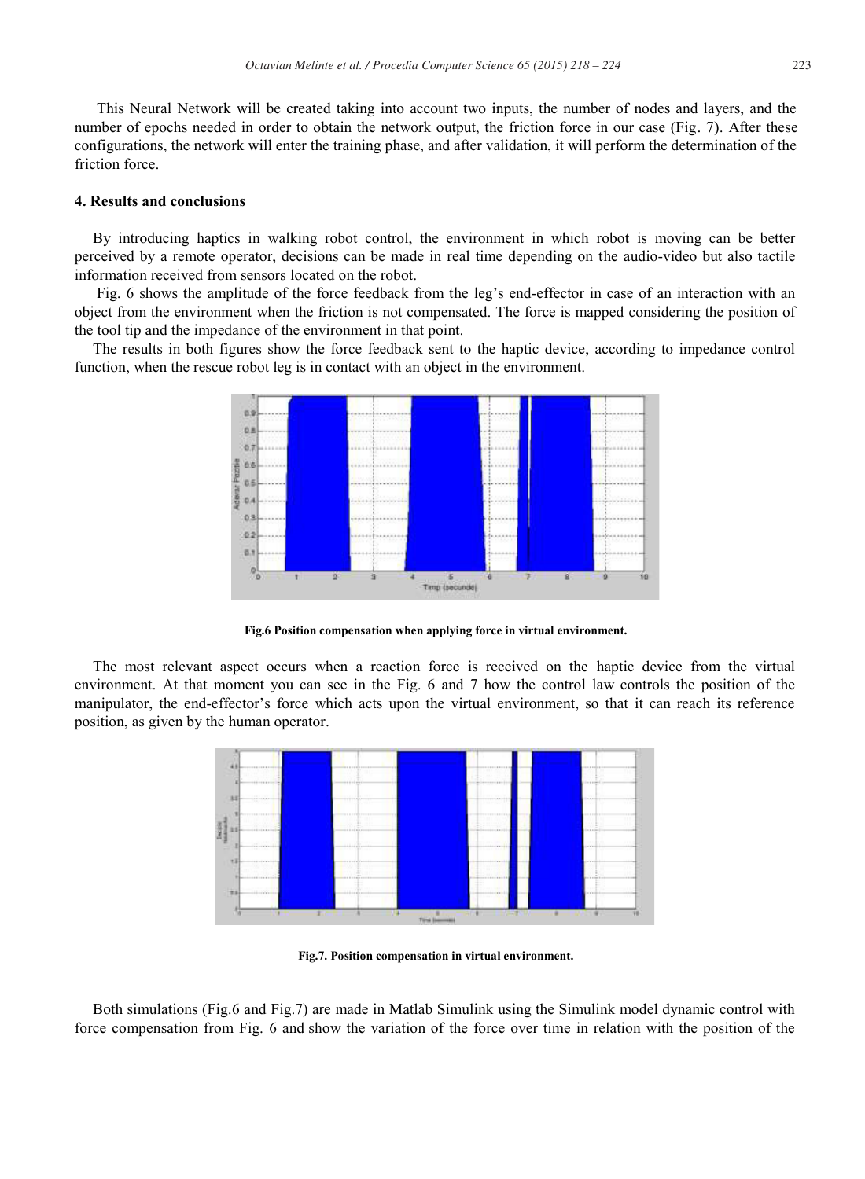This Neural Network will be created taking into account two inputs, the number of nodes and layers, and the number of epochs needed in order to obtain the network output, the friction force in our case (Fig. 7). After these configurations, the network will enter the training phase, and after validation, it will perform the determination of the friction force.

## 4. Results and conclusions

By introducing haptics in walking robot control, the environment in which robot is moving can be better perceived by a remote operator, decisions can be made in real time depending on the audio-video but also tactile information received from sensors located on the robot.

Fig. 6 shows the amplitude of the force feedback from the leg's end-effector in case of an interaction with an object from the environment when the friction is not compensated. The force is mapped considering the position of the tool tip and the impedance of the environment in that point.

The results in both figures show the force feedback sent to the haptic device, according to impedance control function, when the rescue robot leg is in contact with an object in the environment.

**Fig.6 Position compensation when applying force in virtual environment.**

The most relevant aspect occurs when a reaction force is received on the haptic device from the virtual environment. At that moment you can see in the Fig. 6 and 7 how the control law controls the position of the manipulator, the end-effector's force which acts upon the virtual environment, so that it can reach its reference position, as given by the human operator.

**Fig.7. Position compensation in virtual environment.**

Both simulations (Fig.6 and Fig.7) are made in Matlab Simulink using the Simulink model dynamic control with force compensation from Fig. 6 and show the variation of the force over time in relation with the position of the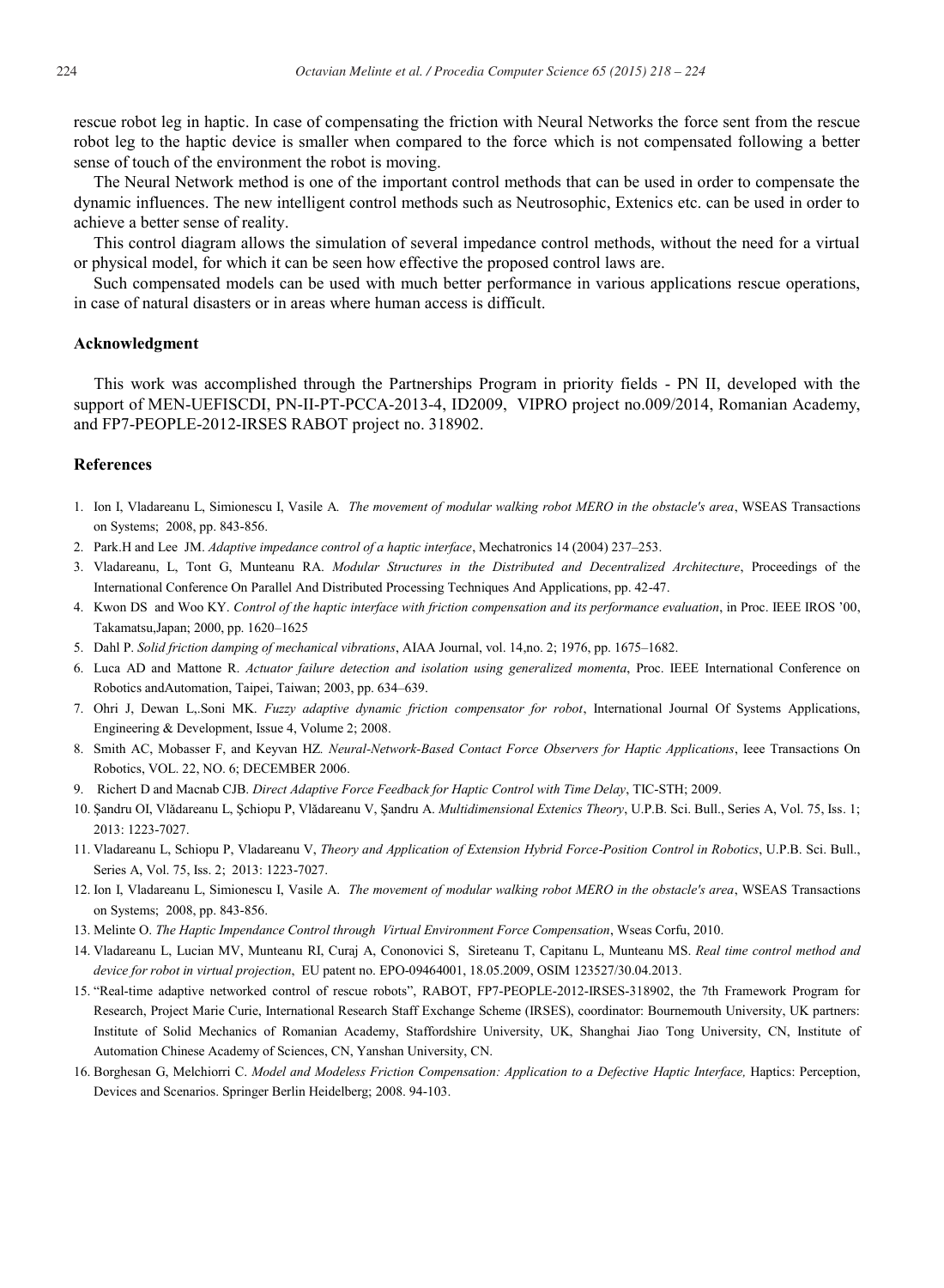rescue robot leg in haptic. In case of compensating the friction with Neural Networks the force sent from the rescue robot leg to the haptic device is smaller when compared to the force which is not compensated following a better sense of touch of the environment the robot is moving.

The Neural Network method is one of the important control methods that can be used in order to compensate the dynamic influences. The new intelligent control methods such as Neutrosophic, Extenics etc. can be used in order to achieve a better sense of reality.

This control diagram allows the simulation of several impedance control methods, without the need for a virtual or physical model, for which it can be seen how effective the proposed control laws are.

Such compensated models can be used with much better performance in various applications rescue operations, in case of natural disasters or in areas where human access is difficult.

### Acknowledgment

This work was accomplished through the Partnerships Program in priority fields - PN II, developed with the support of MEN-UEFISCDI, PN-II-PT-PCCA-2013-4, ID2009, VIPRO project no.009/2014, Romanian Academy, and FP7-PEOPLE-2012-IRSES RABOT project no. 318902.

### References

1. Ion I, Vladareanu L, Simionescu I, Vasile A. *The movement of modular walking robot MERO in the obstacle's area*, WSEAS Transactions on Systems; 2008, pp. 843-856.
2. Park.H and Lee JM. *Adaptive impedance control of a haptic interface*, Mechatronics 14 (2004) 237–253.
3. Vladareanu, L, Tont G, Munteanu RA. *Modular Structures in the Distributed and Decentralized Architecture*, Proceedings of the International Conference On Parallel And Distributed Processing Techniques And Applications, pp. 42-47.
4. Kwon DS and Woo KY. *Control of the haptic interface with friction compensation and its performance evaluation*, in Proc. IEEE IROS '00, Takamatsu,Japan; 2000, pp. 1620–1625
5. Dahl P. *Solid friction damping of mechanical vibrations*, AIAA Journal, vol. 14,no. 2; 1976, pp. 1675–1682.
6. Luca AD and Mattone R. *Actuator failure detection and isolation using generalized momenta*, Proc. IEEE International Conference on Robotics andAutomation, Taipei, Taiwan; 2003, pp. 634–639.
7. Ohri J, Dewan L,.Soni MK. *Fuzzy adaptive dynamic friction compensator for robot*, International Journal Of Systems Applications, Engineering & Development, Issue 4, Volume 2; 2008.
8. Smith AC, Mobasser F, and Keyvan HZ. *Neural-Network-Based Contact Force Observers for Haptic Applications*, Ieee Transactions On Robotics, VOL. 22, NO. 6; DECEMBER 2006.
9. Richert D and Macnab CJB. *Direct Adaptive Force Feedback for Haptic Control with Time Delay*, TIC-STH; 2009.
10. Şandru OI, Vlădareanu L, Şchiopu P, Vlădareanu V, Şandru A. *Multidimensional Extenics Theory*, U.P.B. Sci. Bull., Series A, Vol. 75, Iss. 1; 2013: 1223-7027.
11. Vladareanu L, Schiopu P, Vladareanu V, *Theory and Application of Extension Hybrid Force-Position Control in Robotics*, U.P.B. Sci. Bull., Series A, Vol. 75, Iss. 2; 2013: 1223-7027.
12. Ion I, Vladareanu L, Simionescu I, Vasile A. *The movement of modular walking robot MERO in the obstacle's area*, WSEAS Transactions on Systems; 2008, pp. 843-856.
13. Melinte O. *The Haptic Impendance Control through Virtual Environment Force Compensation*, Wseas Corfu, 2010.
14. Vladareanu L, Lucian MV, Munteanu RI, Curaj A, Cononovici S, Sireteanu T, Capitanu L, Munteanu MS. *Real time control method and device for robot in virtual projection*, EU patent no. EPO-09464001, 18.05.2009, OSIM 123527/30.04.2013.
15. "Real-time adaptive networked control of rescue robots", RABOT, FP7-PEOPLE-2012-IRSES-318902, the 7th Framework Program for Research, Project Marie Curie, International Research Staff Exchange Scheme (IRSES), coordinator: Bournemouth University, UK partners: Institute of Solid Mechanics of Romanian Academy, Staffordshire University, UK, Shanghai Jiao Tong University, CN, Institute of Automation Chinese Academy of Sciences, CN, Yanshan University, CN.
16. Borghesan G, Melchiorri C. *Model and Modeless Friction Compensation: Application to a Defective Haptic Interface,* Haptics: Perception, Devices and Scenarios. Springer Berlin Heidelberg; 2008. 94-103.